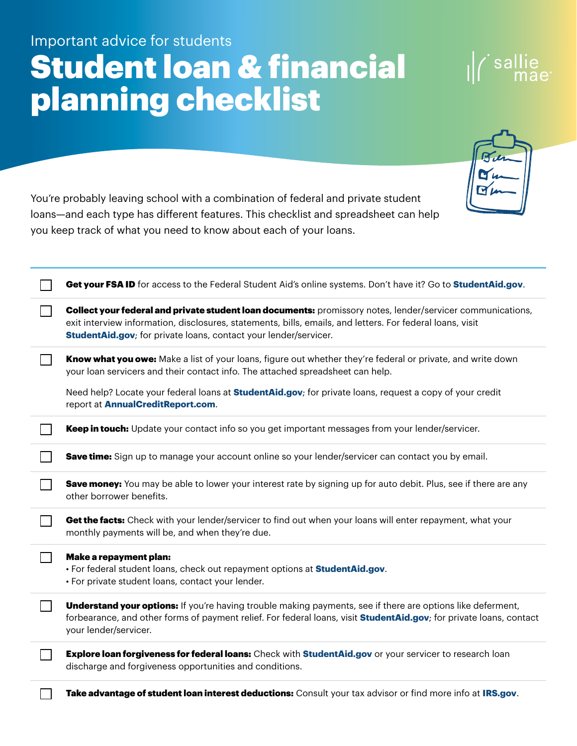Important advice for students

# Student loan & financial planning checklist

You're probably leaving school with a combination of federal and private student loans—and each type has different features. This checklist and spreadsheet can help you keep track of what you need to know about each of your loans.

- [ ] **Get your FSA ID** for access to the Federal Student Aid's online systems. Don't have it? Go to **StudentAid.gov**.
- [ ] **Collect your federal and private student loan documents:** promissory notes, lender/servicer communications, exit interview information, disclosures, statements, bills, emails, and letters. For federal loans, visit **StudentAid.gov**; for private loans, contact your lender/servicer.
- [ ] **Know what you owe:** Make a list of your loans, figure out whether they're federal or private, and write down your loan servicers and their contact info. The attached spreadsheet can help.

  Need help? Locate your federal loans at **StudentAid.gov**; for private loans, request a copy of your credit report at **AnnualCreditReport.com**.
- [ ] **Keep in touch:** Update your contact info so you get important messages from your lender/servicer.
- [ ] **Save time:** Sign up to manage your account online so your lender/servicer can contact you by email.
- [ ] **Save money:** You may be able to lower your interest rate by signing up for auto debit. Plus, see if there are any other borrower benefits.
- [ ] **Get the facts:** Check with your lender/servicer to find out when your loans will enter repayment, what your monthly payments will be, and when they're due.
- [ ] **Make a repayment plan:**
  - For federal student loans, check out repayment options at **StudentAid.gov**.
  - For private student loans, contact your lender.
- [ ] **Understand your options:** If you're having trouble making payments, see if there are options like deferment, forbearance, and other forms of payment relief. For federal loans, visit **StudentAid.gov**; for private loans, contact your lender/servicer.
- [ ] **Explore loan forgiveness for federal loans:** Check with **StudentAid.gov** or your servicer to research loan discharge and forgiveness opportunities and conditions.
- [ ] **Take advantage of student loan interest deductions:** Consult your tax advisor or find more info at **IRS.gov**.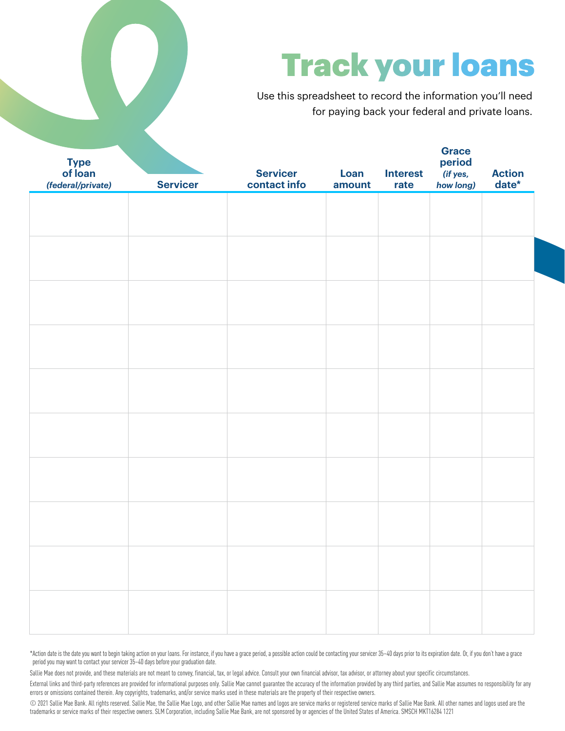# Track your loans

Use this spreadsheet to record the information you'll need for paying back your federal and private loans.

| Type of loan *(federal/private)* | Servicer | Servicer contact info | Loan amount | Interest rate | Grace period *(if yes, how long)* | Action date* |
|---|---|---|---|---|---|---|
| | | | | | | |
| | | | | | | |
| | | | | | | |
| | | | | | | |
| | | | | | | |
| | | | | | | |
| | | | | | | |
| | | | | | | |
| | | | | | | |
| | | | | | | |

*Action date is the date you want to begin taking action on your loans. For instance, if you have a grace period, a possible action could be contacting your servicer 35–40 days prior to its expiration date. Or, if you don't have a grace period you may want to contact your servicer 35–40 days before your graduation date.

Sallie Mae does not provide, and these materials are not meant to convey, financial, tax, or legal advice. Consult your own financial advisor, tax advisor, or attorney about your specific circumstances.

External links and third-party references are provided for informational purposes only. Sallie Mae cannot guarantee the accuracy of the information provided by any third parties, and Sallie Mae assumes no responsibility for any errors or omissions contained therein. Any copyrights, trademarks, and/or service marks used in these materials are the property of their respective owners.

© 2021 Sallie Mae Bank. All rights reserved. Sallie Mae, the Sallie Mae Logo, and other Sallie Mae names and logos are service marks or registered service marks of Sallie Mae Bank. All other names and logos used are the trademarks or service marks of their respective owners. SLM Corporation, including Sallie Mae Bank, are not sponsored by or agencies of the United States of America. SMSCH MKT16284 1221